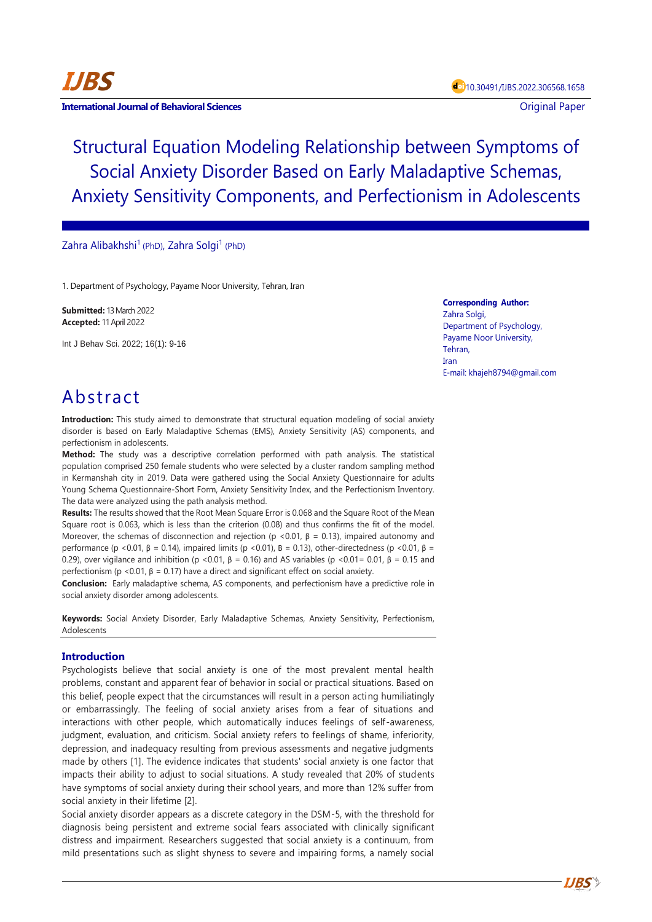IJBS

International Journal of Behavioral Sciences

10.30491/IJBS.2022.306568.1658

Original Paper

# Structural Equation Modeling Relationship between Symptoms of Social Anxiety Disorder Based on Early Maladaptive Schemas, Anxiety Sensitivity Components, and Perfectionism in Adolescents

Zahra Alibakhshi[1] (PhD), Zahra Solgi[1] (PhD)

1. Department of Psychology, Payame Noor University, Tehran, Iran

**Submitted:** 13 March 2022
**Accepted:** 11 April 2022

Int J Behav Sci. 2022; 16(1): 9-16

**Corresponding Author:**
Zahra Solgi,
Department of Psychology,
Payame Noor University,
Tehran,
Iran
E-mail: khajeh8794@gmail.com

## Abstract

**Introduction:** This study aimed to demonstrate that structural equation modeling of social anxiety disorder is based on Early Maladaptive Schemas (EMS), Anxiety Sensitivity (AS) components, and perfectionism in adolescents.

**Method:** The study was a descriptive correlation performed with path analysis. The statistical population comprised 250 female students who were selected by a cluster random sampling method in Kermanshah city in 2019. Data were gathered using the Social Anxiety Questionnaire for adults Young Schema Questionnaire-Short Form, Anxiety Sensitivity Index, and the Perfectionism Inventory. The data were analyzed using the path analysis method.

**Results:** The results showed that the Root Mean Square Error is 0.068 and the Square Root of the Mean Square root is 0.063, which is less than the criterion (0.08) and thus confirms the fit of the model. Moreover, the schemas of disconnection and rejection ($p < 0.01$, $\beta = 0.13$), impaired autonomy and performance ($p < 0.01$, $\beta = 0.14$), impaired limits ($p < 0.01$), $B = 0.13$), other-directedness ($p < 0.01$, $\beta = 0.29$), over vigilance and inhibition ($p < 0.01$, $\beta = 0.16$) and AS variables ($p < 0.01 = 0.01$, $\beta = 0.15$ and perfectionism ($p < 0.01$, $\beta = 0.17$) have a direct and significant effect on social anxiety.

**Conclusion:** Early maladaptive schema, AS components, and perfectionism have a predictive role in social anxiety disorder among adolescents.

**Keywords:** Social Anxiety Disorder, Early Maladaptive Schemas, Anxiety Sensitivity, Perfectionism, Adolescents

## Introduction

Psychologists believe that social anxiety is one of the most prevalent mental health problems, constant and apparent fear of behavior in social or practical situations. Based on this belief, people expect that the circumstances will result in a person acting humiliatingly or embarrassingly. The feeling of social anxiety arises from a fear of situations and interactions with other people, which automatically induces feelings of self-awareness, judgment, evaluation, and criticism. Social anxiety refers to feelings of shame, inferiority, depression, and inadequacy resulting from previous assessments and negative judgments made by others [1]. The evidence indicates that students' social anxiety is one factor that impacts their ability to adjust to social situations. A study revealed that 20% of students have symptoms of social anxiety during their school years, and more than 12% suffer from social anxiety in their lifetime [2].

Social anxiety disorder appears as a discrete category in the DSM-5, with the threshold for diagnosis being persistent and extreme social fears associated with clinically significant distress and impairment. Researchers suggested that social anxiety is a continuum, from mild presentations such as slight shyness to severe and impairing forms, a namely social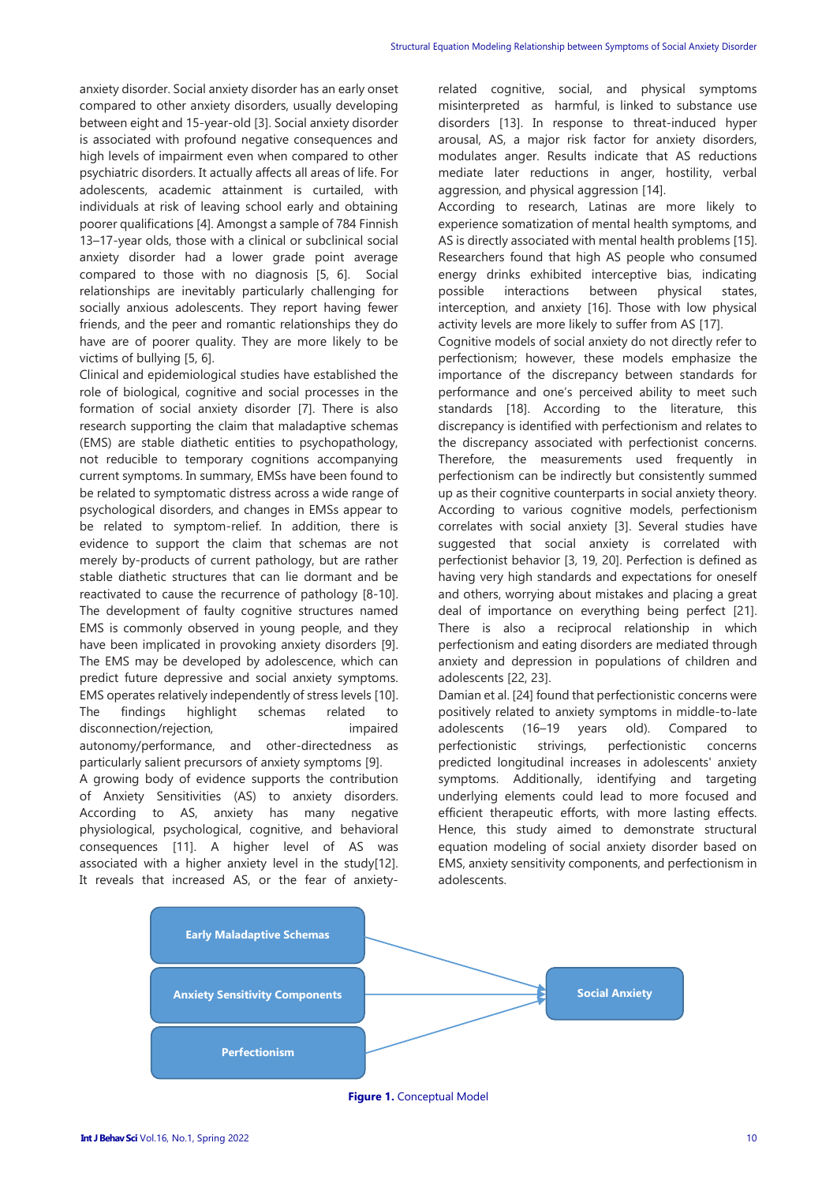anxiety disorder. Social anxiety disorder has an early onset compared to other anxiety disorders, usually developing between eight and 15-year-old [3]. Social anxiety disorder is associated with profound negative consequences and high levels of impairment even when compared to other psychiatric disorders. It actually affects all areas of life. For adolescents, academic attainment is curtailed, with individuals at risk of leaving school early and obtaining poorer qualifications [4]. Amongst a sample of 784 Finnish 13–17-year olds, those with a clinical or subclinical social anxiety disorder had a lower grade point average compared to those with no diagnosis [5, 6]. Social relationships are inevitably particularly challenging for socially anxious adolescents. They report having fewer friends, and the peer and romantic relationships they do have are of poorer quality. They are more likely to be victims of bullying [5, 6].

Clinical and epidemiological studies have established the role of biological, cognitive and social processes in the formation of social anxiety disorder [7]. There is also research supporting the claim that maladaptive schemas (EMS) are stable diathetic entities to psychopathology, not reducible to temporary cognitions accompanying current symptoms. In summary, EMSs have been found to be related to symptomatic distress across a wide range of psychological disorders, and changes in EMSs appear to be related to symptom-relief. In addition, there is evidence to support the claim that schemas are not merely by-products of current pathology, but are rather stable diathetic structures that can lie dormant and be reactivated to cause the recurrence of pathology [8-10]. The development of faulty cognitive structures named EMS is commonly observed in young people, and they have been implicated in provoking anxiety disorders [9]. The EMS may be developed by adolescence, which can predict future depressive and social anxiety symptoms. EMS operates relatively independently of stress levels [10]. The findings highlight schemas related to disconnection/rejection, impaired autonomy/performance, and other-directedness as particularly salient precursors of anxiety symptoms [9].

A growing body of evidence supports the contribution of Anxiety Sensitivities (AS) to anxiety disorders. According to AS, anxiety has many negative physiological, psychological, cognitive, and behavioral consequences [11]. A higher level of AS was associated with a higher anxiety level in the study[12]. It reveals that increased AS, or the fear of anxiety-related cognitive, social, and physical symptoms misinterpreted as harmful, is linked to substance use disorders [13]. In response to threat-induced hyper arousal, AS, a major risk factor for anxiety disorders, modulates anger. Results indicate that AS reductions mediate later reductions in anger, hostility, verbal aggression, and physical aggression [14].

According to research, Latinas are more likely to experience somatization of mental health symptoms, and AS is directly associated with mental health problems [15]. Researchers found that high AS people who consumed energy drinks exhibited interceptive bias, indicating possible interactions between physical states, interception, and anxiety [16]. Those with low physical activity levels are more likely to suffer from AS [17].

Cognitive models of social anxiety do not directly refer to perfectionism; however, these models emphasize the importance of the discrepancy between standards for performance and one's perceived ability to meet such standards [18]. According to the literature, this discrepancy is identified with perfectionism and relates to the discrepancy associated with perfectionist concerns. Therefore, the measurements used frequently in perfectionism can be indirectly but consistently summed up as their cognitive counterparts in social anxiety theory. According to various cognitive models, perfectionism correlates with social anxiety [3]. Several studies have suggested that social anxiety is correlated with perfectionist behavior [3, 19, 20]. Perfection is defined as having very high standards and expectations for oneself and others, worrying about mistakes and placing a great deal of importance on everything being perfect [21]. There is also a reciprocal relationship in which perfectionism and eating disorders are mediated through anxiety and depression in populations of children and adolescents [22, 23].

Damian et al. [24] found that perfectionistic concerns were positively related to anxiety symptoms in middle-to-late adolescents (16–19 years old). Compared to perfectionistic strivings, perfectionistic concerns predicted longitudinal increases in adolescents' anxiety symptoms. Additionally, identifying and targeting underlying elements could lead to more focused and efficient therapeutic efforts, with more lasting effects. Hence, this study aimed to demonstrate structural equation modeling of social anxiety disorder based on EMS, anxiety sensitivity components, and perfectionism in adolescents.

Early Maladaptive Schemas → Social Anxiety
Anxiety Sensitivity Components → Social Anxiety
Perfectionism → Social Anxiety

**Figure 1.** Conceptual Model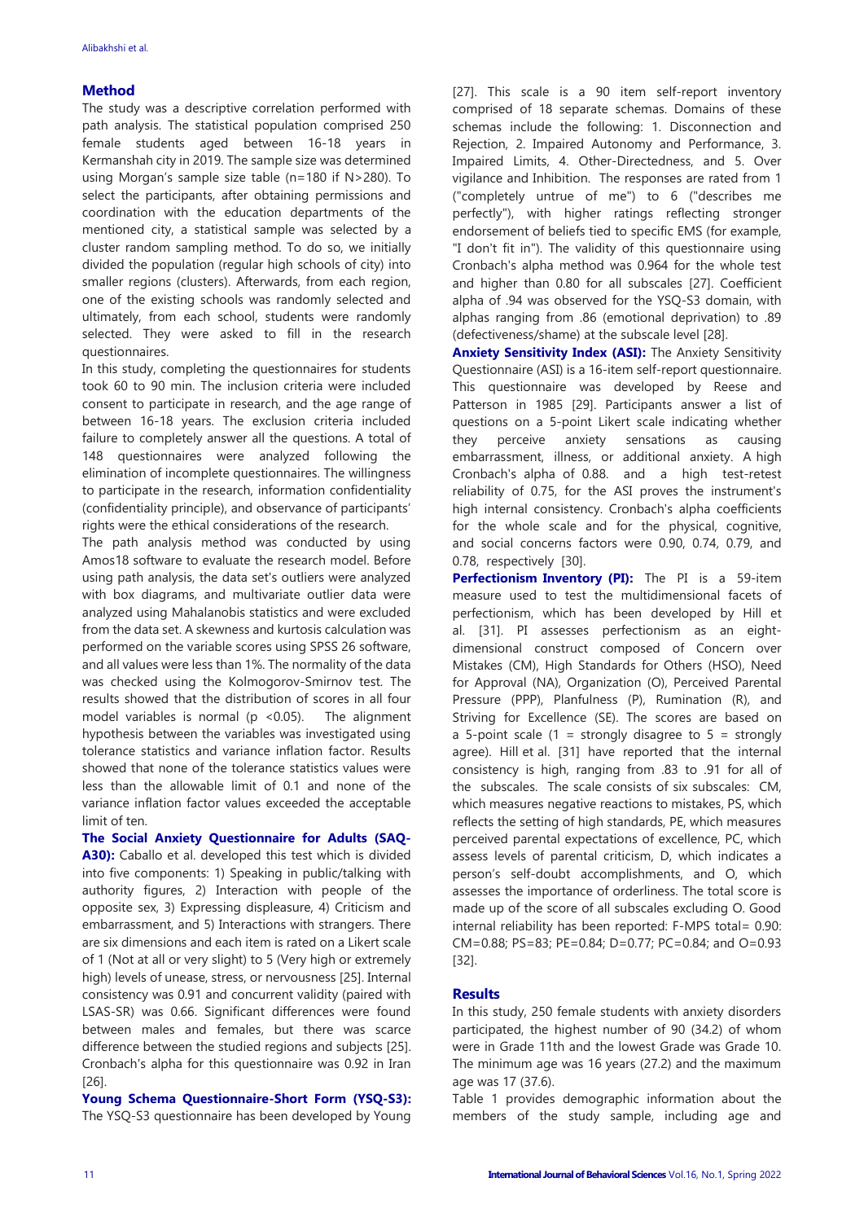## Method

The study was a descriptive correlation performed with path analysis. The statistical population comprised 250 female students aged between 16-18 years in Kermanshah city in 2019. The sample size was determined using Morgan's sample size table (n=180 if N>280). To select the participants, after obtaining permissions and coordination with the education departments of the mentioned city, a statistical sample was selected by a cluster random sampling method. To do so, we initially divided the population (regular high schools of city) into smaller regions (clusters). Afterwards, from each region, one of the existing schools was randomly selected and ultimately, from each school, students were randomly selected. They were asked to fill in the research questionnaires.

In this study, completing the questionnaires for students took 60 to 90 min. The inclusion criteria were included consent to participate in research, and the age range of between 16-18 years. The exclusion criteria included failure to completely answer all the questions. A total of 148 questionnaires were analyzed following the elimination of incomplete questionnaires. The willingness to participate in the research, information confidentiality (confidentiality principle), and observance of participants' rights were the ethical considerations of the research.

The path analysis method was conducted by using Amos18 software to evaluate the research model. Before using path analysis, the data set's outliers were analyzed with box diagrams, and multivariate outlier data were analyzed using Mahalanobis statistics and were excluded from the data set. A skewness and kurtosis calculation was performed on the variable scores using SPSS 26 software, and all values were less than 1%. The normality of the data was checked using the Kolmogorov-Smirnov test. The results showed that the distribution of scores in all four model variables is normal ($p < 0.05$). The alignment hypothesis between the variables was investigated using tolerance statistics and variance inflation factor. Results showed that none of the tolerance statistics values were less than the allowable limit of 0.1 and none of the variance inflation factor values exceeded the acceptable limit of ten.

**The Social Anxiety Questionnaire for Adults (SAQ-A30):** Caballo et al. developed this test which is divided into five components: 1) Speaking in public/talking with authority figures, 2) Interaction with people of the opposite sex, 3) Expressing displeasure, 4) Criticism and embarrassment, and 5) Interactions with strangers. There are six dimensions and each item is rated on a Likert scale of 1 (Not at all or very slight) to 5 (Very high or extremely high) levels of unease, stress, or nervousness [25]. Internal consistency was 0.91 and concurrent validity (paired with LSAS-SR) was 0.66. Significant differences were found between males and females, but there was scarce difference between the studied regions and subjects [25]. Cronbach's alpha for this questionnaire was 0.92 in Iran [26].

**Young Schema Questionnaire-Short Form (YSQ-S3):** The YSQ-S3 questionnaire has been developed by Young [27]. This scale is a 90 item self-report inventory comprised of 18 separate schemas. Domains of these schemas include the following: 1. Disconnection and Rejection, 2. Impaired Autonomy and Performance, 3. Impaired Limits, 4. Other-Directedness, and 5. Over vigilance and Inhibition. The responses are rated from 1 ("completely untrue of me") to 6 ("describes me perfectly"), with higher ratings reflecting stronger endorsement of beliefs tied to specific EMS (for example, "I don't fit in"). The validity of this questionnaire using Cronbach's alpha method was 0.964 for the whole test and higher than 0.80 for all subscales [27]. Coefficient alpha of .94 was observed for the YSQ-S3 domain, with alphas ranging from .86 (emotional deprivation) to .89 (defectiveness/shame) at the subscale level [28].

**Anxiety Sensitivity Index (ASI):** The Anxiety Sensitivity Questionnaire (ASI) is a 16-item self-report questionnaire. This questionnaire was developed by Reese and Patterson in 1985 [29]. Participants answer a list of questions on a 5-point Likert scale indicating whether they perceive anxiety sensations as causing embarrassment, illness, or additional anxiety. A high Cronbach's alpha of 0.88. and a high test-retest reliability of 0.75, for the ASI proves the instrument's high internal consistency. Cronbach's alpha coefficients for the whole scale and for the physical, cognitive, and social concerns factors were 0.90, 0.74, 0.79, and 0.78, respectively [30].

**Perfectionism Inventory (PI):** The PI is a 59-item measure used to test the multidimensional facets of perfectionism, which has been developed by Hill et al. [31]. PI assesses perfectionism as an eight-dimensional construct composed of Concern over Mistakes (CM), High Standards for Others (HSO), Need for Approval (NA), Organization (O), Perceived Parental Pressure (PPP), Planfulness (P), Rumination (R), and Striving for Excellence (SE). The scores are based on a 5-point scale (1 = strongly disagree to 5 = strongly agree). Hill et al. [31] have reported that the internal consistency is high, ranging from .83 to .91 for all of the subscales. The scale consists of six subscales: CM, which measures negative reactions to mistakes, PS, which reflects the setting of high standards, PE, which measures perceived parental expectations of excellence, PC, which assess levels of parental criticism, D, which indicates a person's self-doubt accomplishments, and O, which assesses the importance of orderliness. The total score is made up of the score of all subscales excluding O. Good internal reliability has been reported: F-MPS total= 0.90: CM=0.88; PS=83; PE=0.84; D=0.77; PC=0.84; and O=0.93 [32].

## Results

In this study, 250 female students with anxiety disorders participated, the highest number of 90 (34.2) of whom were in Grade 11th and the lowest Grade was Grade 10. The minimum age was 16 years (27.2) and the maximum age was 17 (37.6).

Table 1 provides demographic information about the members of the study sample, including age and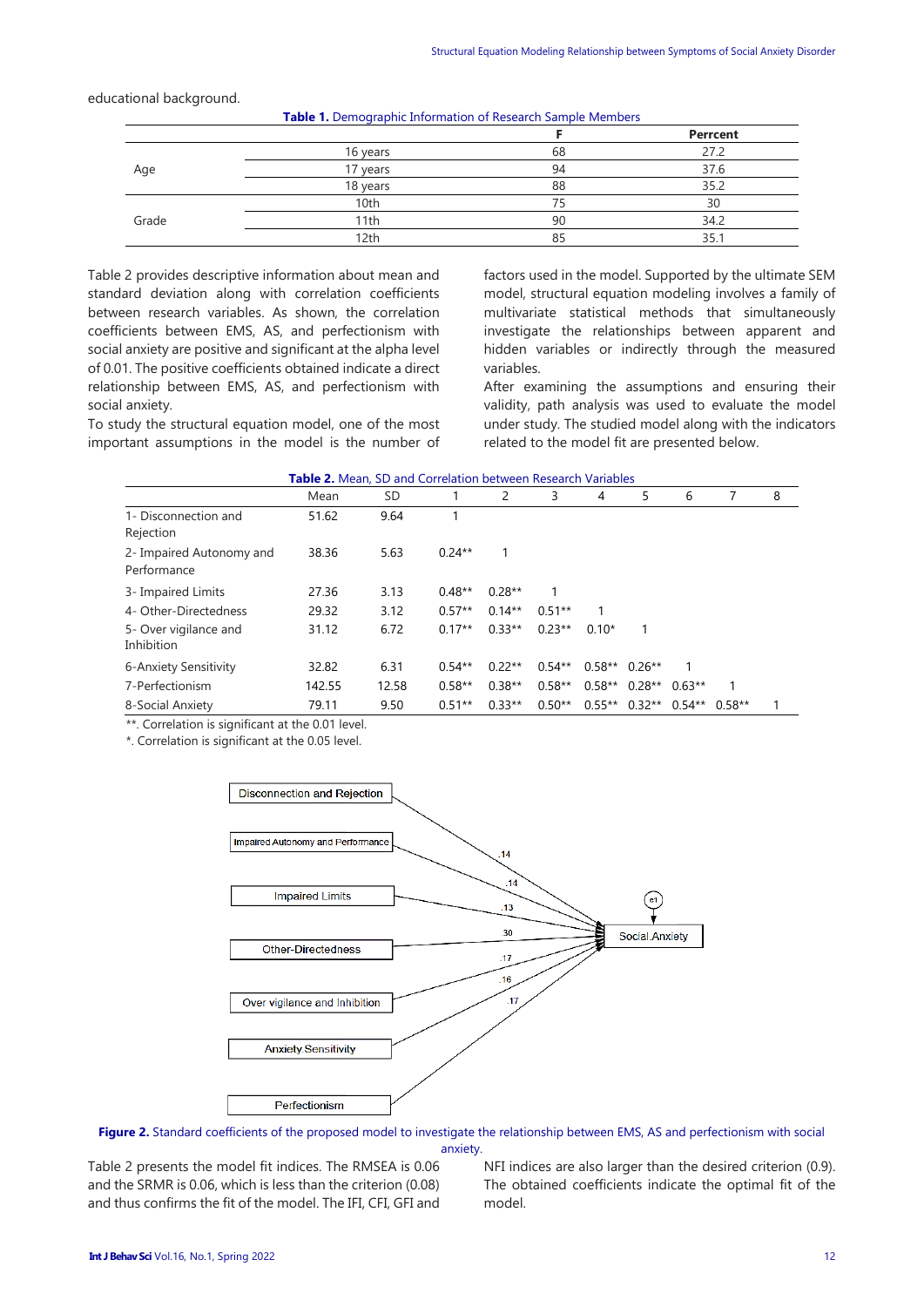educational background.

**Table 1.** Demographic Information of Research Sample Members

| | | F | Perrcent |
|---|---|---|---|
| Age | 16 years | 68 | 27.2 |
| | 17 years | 94 | 37.6 |
| | 18 years | 88 | 35.2 |
| Grade | 10th | 75 | 30 |
| | 11th | 90 | 34.2 |
| | 12th | 85 | 35.1 |

Table 2 provides descriptive information about mean and standard deviation along with correlation coefficients between research variables. As shown, the correlation coefficients between EMS, AS, and perfectionism with social anxiety are positive and significant at the alpha level of 0.01. The positive coefficients obtained indicate a direct relationship between EMS, AS, and perfectionism with social anxiety.

To study the structural equation model, one of the most important assumptions in the model is the number of factors used in the model. Supported by the ultimate SEM model, structural equation modeling involves a family of multivariate statistical methods that simultaneously investigate the relationships between apparent and hidden variables or indirectly through the measured variables.

After examining the assumptions and ensuring their validity, path analysis was used to evaluate the model under study. The studied model along with the indicators related to the model fit are presented below.

**Table 2.** Mean, SD and Correlation between Research Variables

| | Mean | SD | 1 | 2 | 3 | 4 | 5 | 6 | 7 | 8 |
|---|---|---|---|---|---|---|---|---|---|---|
| 1- Disconnection and Rejection | 51.62 | 9.64 | 1 | | | | | | | |
| 2- Impaired Autonomy and Performance | 38.36 | 5.63 | 0.24** | 1 | | | | | | |
| 3- Impaired Limits | 27.36 | 3.13 | 0.48** | 0.28** | 1 | | | | | |
| 4- Other-Directedness | 29.32 | 3.12 | 0.57** | 0.14** | 0.51** | 1 | | | | |
| 5- Over vigilance and Inhibition | 31.12 | 6.72 | 0.17** | 0.33** | 0.23** | 0.10* | 1 | | | |
| 6-Anxiety Sensitivity | 32.82 | 6.31 | 0.54** | 0.22** | 0.54** | 0.58** | 0.26** | 1 | | |
| 7-Perfectionism | 142.55 | 12.58 | 0.58** | 0.38** | 0.58** | 0.58** | 0.28** | 0.63** | 1 | |
| 8-Social Anxiety | 79.11 | 9.50 | 0.51** | 0.33** | 0.50** | 0.55** | 0.32** | 0.54** | 0.58** | 1 |

**. Correlation is significant at the 0.01 level.
*. Correlation is significant at the 0.05 level.

**Figure 2.** Standard coefficients of the proposed model to investigate the relationship between EMS, AS and perfectionism with social anxiety.

Table 2 presents the model fit indices. The RMSEA is 0.06 and the SRMR is 0.06, which is less than the criterion (0.08) and thus confirms the fit of the model. The IFI, CFI, GFI and NFI indices are also larger than the desired criterion (0.9). The obtained coefficients indicate the optimal fit of the model.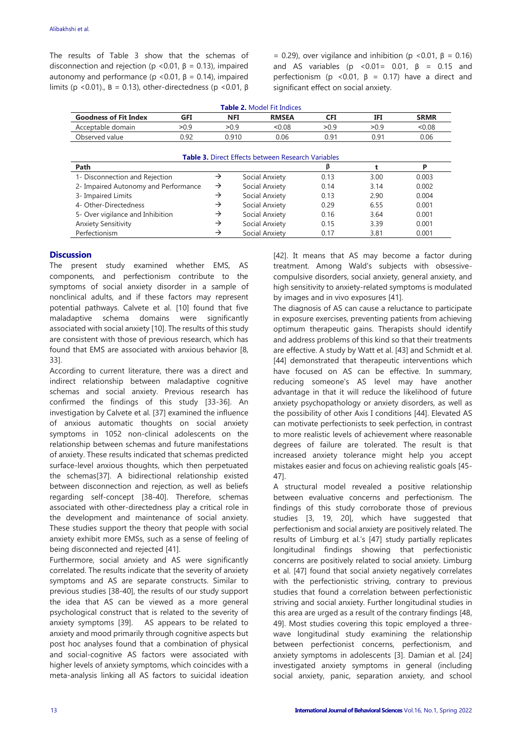The results of Table 3 show that the schemas of disconnection and rejection ($p < 0.01$, $\beta = 0.13$), impaired autonomy and performance ($p < 0.01$, $\beta = 0.14$), impaired limits ($p < 0.01$)., $\beta = 0.13$), other-directedness ($p < 0.01$, $\beta = 0.29$), over vigilance and inhibition ($p < 0.01$, $\beta = 0.16$) and AS variables ($p < 0.01 = 0.01$, $\beta = 0.15$ and perfectionism ($p < 0.01$, $\beta = 0.17$) have a direct and significant effect on social anxiety.

**Table 2.** Model Fit Indices

| Goodness of Fit Index | GFI | NFI | RMSEA | CFI | IFI | SRMR |
|---|---|---|---|---|---|---|
| Acceptable domain | >0.9 | >0.9 | <0.08 | >0.9 | >0.9 | <0.08 |
| Observed value | 0.92 | 0.910 | 0.06 | 0.91 | 0.91 | 0.06 |

**Table 3.** Direct Effects between Research Variables

| Path | | | β | t | P |
|---|---|---|---|---|---|
| 1- Disconnection and Rejection | → | Social Anxiety | 0.13 | 3.00 | 0.003 |
| 2- Impaired Autonomy and Performance | → | Social Anxiety | 0.14 | 3.14 | 0.002 |
| 3- Impaired Limits | → | Social Anxiety | 0.13 | 2.90 | 0.004 |
| 4- Other-Directedness | → | Social Anxiety | 0.29 | 6.55 | 0.001 |
| 5- Over vigilance and Inhibition | → | Social Anxiety | 0.16 | 3.64 | 0.001 |
| Anxiety Sensitivity | → | Social Anxiety | 0.15 | 3.39 | 0.001 |
| Perfectionism | → | Social Anxiety | 0.17 | 3.81 | 0.001 |

## Discussion

The present study examined whether EMS, AS components, and perfectionism contribute to the symptoms of social anxiety disorder in a sample of nonclinical adults, and if these factors may represent potential pathways. Calvete et al. [10] found that five maladaptive schema domains were significantly associated with social anxiety [10]. The results of this study are consistent with those of previous research, which has found that EMS are associated with anxious behavior [8, 33].

According to current literature, there was a direct and indirect relationship between maladaptive cognitive schemas and social anxiety. Previous research has confirmed the findings of this study [33-36]. An investigation by Calvete et al. [37] examined the influence of anxious automatic thoughts on social anxiety symptoms in 1052 non-clinical adolescents on the relationship between schemas and future manifestations of anxiety. These results indicated that schemas predicted surface-level anxious thoughts, which then perpetuated the schemas[37]. A bidirectional relationship existed between disconnection and rejection, as well as beliefs regarding self-concept [38-40]. Therefore, schemas associated with other-directedness play a critical role in the development and maintenance of social anxiety. These studies support the theory that people with social anxiety exhibit more EMSs, such as a sense of feeling of being disconnected and rejected [41].

Furthermore, social anxiety and AS were significantly correlated. The results indicate that the severity of anxiety symptoms and AS are separate constructs. Similar to previous studies [38-40], the results of our study support the idea that AS can be viewed as a more general psychological construct that is related to the severity of anxiety symptoms [39]. AS appears to be related to anxiety and mood primarily through cognitive aspects but post hoc analyses found that a combination of physical and social-cognitive AS factors were associated with higher levels of anxiety symptoms, which coincides with a meta-analysis linking all AS factors to suicidal ideation [42]. It means that AS may become a factor during treatment. Among Wald's subjects with obsessive-compulsive disorders, social anxiety, general anxiety, and high sensitivity to anxiety-related symptoms is modulated by images and in vivo exposures [41].

The diagnosis of AS can cause a reluctance to participate in exposure exercises, preventing patients from achieving optimum therapeutic gains. Therapists should identify and address problems of this kind so that their treatments are effective. A study by Watt et al. [43] and Schmidt et al. [44] demonstrated that therapeutic interventions which have focused on AS can be effective. In summary, reducing someone's AS level may have another advantage in that it will reduce the likelihood of future anxiety psychopathology or anxiety disorders, as well as the possibility of other Axis I conditions [44]. Elevated AS can motivate perfectionists to seek perfection, in contrast to more realistic levels of achievement where reasonable degrees of failure are tolerated. The result is that increased anxiety tolerance might help you accept mistakes easier and focus on achieving realistic goals [45-47].

A structural model revealed a positive relationship between evaluative concerns and perfectionism. The findings of this study corroborate those of previous studies [3, 19, 20], which have suggested that perfectionism and social anxiety are positively related. The results of Limburg et al.'s [47] study partially replicates longitudinal findings showing that perfectionistic concerns are positively related to social anxiety. Limburg et al. [47] found that social anxiety negatively correlates with the perfectionistic striving, contrary to previous studies that found a correlation between perfectionistic striving and social anxiety. Further longitudinal studies in this area are urged as a result of the contrary findings [48, 49]. Most studies covering this topic employed a three-wave longitudinal study examining the relationship between perfectionist concerns, perfectionism, and anxiety symptoms in adolescents [3]. Damian et al. [24] investigated anxiety symptoms in general (including social anxiety, panic, separation anxiety, and school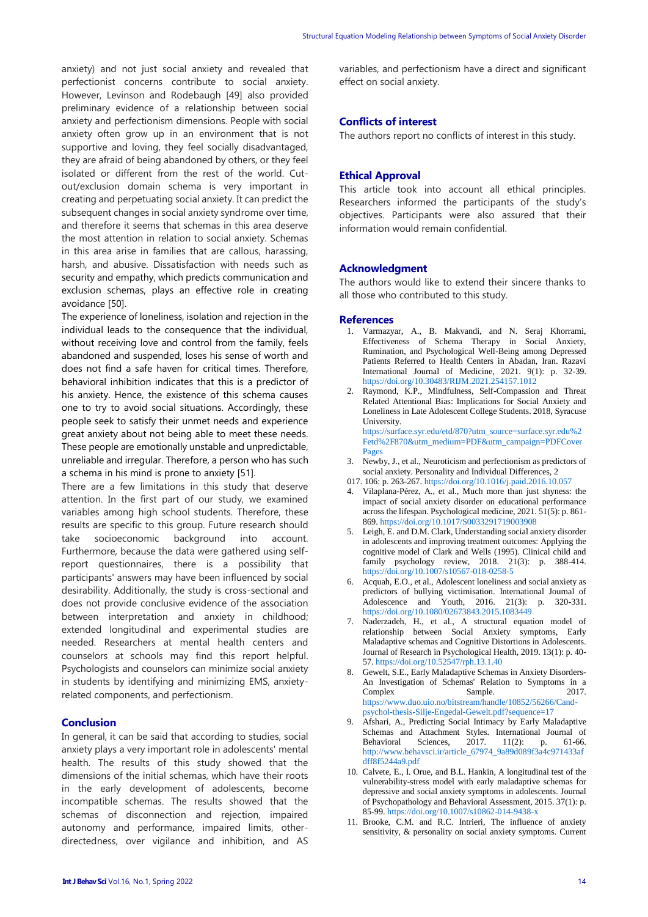anxiety) and not just social anxiety and revealed that perfectionist concerns contribute to social anxiety. However, Levinson and Rodebaugh [49] also provided preliminary evidence of a relationship between social anxiety and perfectionism dimensions. People with social anxiety often grow up in an environment that is not supportive and loving, they feel socially disadvantaged, they are afraid of being abandoned by others, or they feel isolated or different from the rest of the world. Cut-out/exclusion domain schema is very important in creating and perpetuating social anxiety. It can predict the subsequent changes in social anxiety syndrome over time, and therefore it seems that schemas in this area deserve the most attention in relation to social anxiety. Schemas in this area arise in families that are callous, harassing, harsh, and abusive. Dissatisfaction with needs such as security and empathy, which predicts communication and exclusion schemas, plays an effective role in creating avoidance [50].

The experience of loneliness, isolation and rejection in the individual leads to the consequence that the individual, without receiving love and control from the family, feels abandoned and suspended, loses his sense of worth and does not find a safe haven for critical times. Therefore, behavioral inhibition indicates that this is a predictor of his anxiety. Hence, the existence of this schema causes one to try to avoid social situations. Accordingly, these people seek to satisfy their unmet needs and experience great anxiety about not being able to meet these needs. These people are emotionally unstable and unpredictable, unreliable and irregular. Therefore, a person who has such a schema in his mind is prone to anxiety [51].

There are a few limitations in this study that deserve attention. In the first part of our study, we examined variables among high school students. Therefore, these results are specific to this group. Future research should take socioeconomic background into account. Furthermore, because the data were gathered using self-report questionnaires, there is a possibility that participants' answers may have been influenced by social desirability. Additionally, the study is cross-sectional and does not provide conclusive evidence of the association between interpretation and anxiety in childhood; extended longitudinal and experimental studies are needed. Researchers at mental health centers and counselors at schools may find this report helpful. Psychologists and counselors can minimize social anxiety in students by identifying and minimizing EMS, anxiety-related components, and perfectionism.

## Conclusion

In general, it can be said that according to studies, social anxiety plays a very important role in adolescents' mental health. The results of this study showed that the dimensions of the initial schemas, which have their roots in the early development of adolescents, become incompatible schemas. The results showed that the schemas of disconnection and rejection, impaired autonomy and performance, impaired limits, other-directedness, over vigilance and inhibition, and AS variables, and perfectionism have a direct and significant effect on social anxiety.

## Conflicts of interest

The authors report no conflicts of interest in this study.

## Ethical Approval

This article took into account all ethical principles. Researchers informed the participants of the study's objectives. Participants were also assured that their information would remain confidential.

## Acknowledgment

The authors would like to extend their sincere thanks to all those who contributed to this study.

## References

1. Varmazyar, A., B. Makvandi, and N. Seraj Khorrami, Effectiveness of Schema Therapy in Social Anxiety, Rumination, and Psychological Well-Being among Depressed Patients Referred to Health Centers in Abadan, Iran. Razavi International Journal of Medicine, 2021. 9(1): p. 32-39. https://doi.org/10.30483/RIJM.2021.254157.1012
2. Raymond, K.P., Mindfulness, Self-Compassion and Threat Related Attentional Bias: Implications for Social Anxiety and Loneliness in Late Adolescent College Students. 2018, Syracuse University. https://surface.syr.edu/etd/870?utm_source=surface.syr.edu%2Fetd%2F870&utm_medium=PDF&utm_campaign=PDFCoverPages
3. Newby, J., et al., Neuroticism and perfectionism as predictors of social anxiety. Personality and Individual Differences, 2017. 106: p. 263-267. https://doi.org/10.1016/j.paid.2016.10.057
4. Vilaplana-Pérez, A., et al., Much more than just shyness: the impact of social anxiety disorder on educational performance across the lifespan. Psychological medicine, 2021. 51(5): p. 861-869. https://doi.org/10.1017/S0033291719003908
5. Leigh, E. and D.M. Clark, Understanding social anxiety disorder in adolescents and improving treatment outcomes: Applying the cognitive model of Clark and Wells (1995). Clinical child and family psychology review, 2018. 21(3): p. 388-414. https://doi.org/10.1007/s10567-018-0258-5
6. Acquah, E.O., et al., Adolescent loneliness and social anxiety as predictors of bullying victimisation. International Journal of Adolescence and Youth, 2016. 21(3): p. 320-331. https://doi.org/10.1080/02673843.2015.1083449
7. Naderzadeh, H., et al., A structural equation model of relationship between Social Anxiety symptoms, Early Maladaptive schemas and Cognitive Distortions in Adolescents. Journal of Research in Psychological Health, 2019. 13(1): p. 40-57. https://doi.org/10.52547/rph.13.1.40
8. Gewelt, S.E., Early Maladaptive Schemas in Anxiety Disorders-An Investigation of Schemas' Relation to Symptoms in a Complex Sample. 2017. https://www.duo.uio.no/bitstream/handle/10852/56266/Cand-psychol-thesis-Silje-Engedal-Gewelt.pdf?sequence=17
9. Afshari, A., Predicting Social Intimacy by Early Maladaptive Schemas and Attachment Styles. International Journal of Behavioral Sciences, 2017. 11(2): p. 61-66. http://www.behavsci.ir/article_67974_9a89d089f3a4c971433afdff8f5244a9.pdf
10. Calvete, E., I. Orue, and B.L. Hankin, A longitudinal test of the vulnerability-stress model with early maladaptive schemas for depressive and social anxiety symptoms in adolescents. Journal of Psychopathology and Behavioral Assessment, 2015. 37(1): p. 85-99. https://doi.org/10.1007/s10862-014-9438-x
11. Brooke, C.M. and R.C. Intrieri, The influence of anxiety sensitivity, & personality on social anxiety symptoms. Current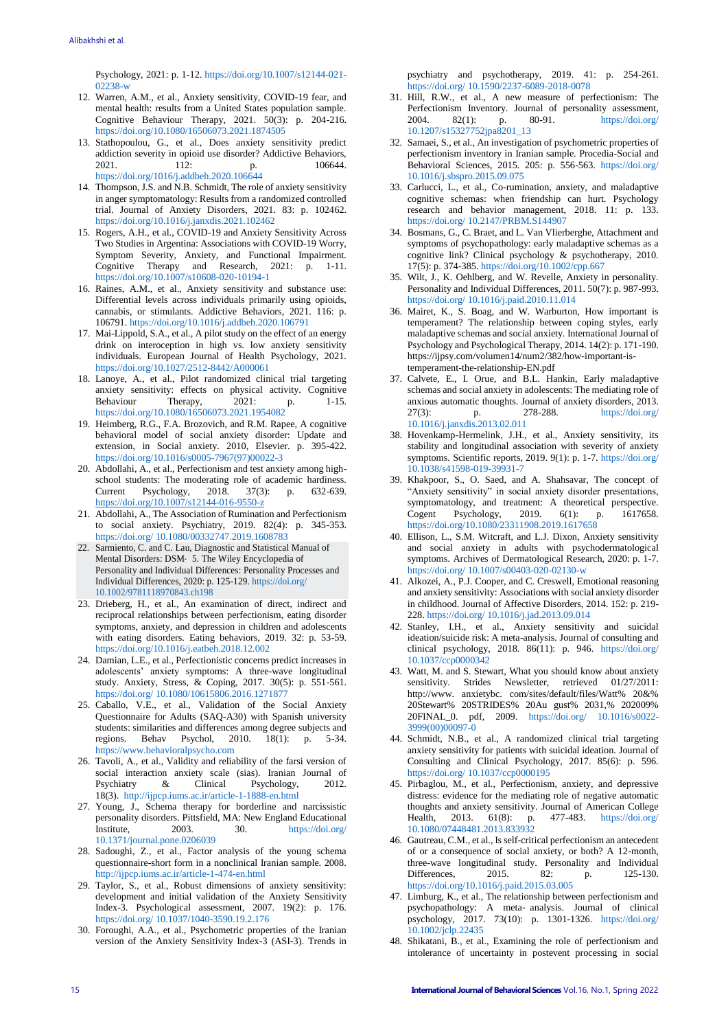Psychology, 2021: p. 1-12. https://doi.org/10.1007/s12144-021-02238-w

12. Warren, A.M., et al., Anxiety sensitivity, COVID-19 fear, and mental health: results from a United States population sample. Cognitive Behaviour Therapy, 2021. 50(3): p. 204-216. https://doi.org/10.1080/16506073.2021.1874505
13. Stathopoulou, G., et al., Does anxiety sensitivity predict addiction severity in opioid use disorder? Addictive Behaviors, 2021. 112: p. 106644. https://doi.org/1016/j.addbeh.2020.106644
14. Thompson, J.S. and N.B. Schmidt, The role of anxiety sensitivity in anger symptomatology: Results from a randomized controlled trial. Journal of Anxiety Disorders, 2021. 83: p. 102462. https://doi.org/10.1016/j.janxdis.2021.102462
15. Rogers, A.H., et al., COVID-19 and Anxiety Sensitivity Across Two Studies in Argentina: Associations with COVID-19 Worry, Symptom Severity, Anxiety, and Functional Impairment. Cognitive Therapy and Research, 2021: p. 1-11. https://doi.org/10.1007/s10608-020-10194-1
16. Raines, A.M., et al., Anxiety sensitivity and substance use: Differential levels across individuals primarily using opioids, cannabis, or stimulants. Addictive Behaviors, 2021. 116: p. 106791. https://doi.org/10.1016/j.addbeh.2020.106791
17. Mai-Lippold, S.A., et al., A pilot study on the effect of an energy drink on interoception in high vs. low anxiety sensitivity individuals. European Journal of Health Psychology, 2021. https://doi.org/10.1027/2512-8442/A000061
18. Lanoye, A., et al., Pilot randomized clinical trial targeting anxiety sensitivity: effects on physical activity. Cognitive Behaviour Therapy, 2021: p. 1-15. https://doi.org/10.1080/16506073.2021.1954082
19. Heimberg, R.G., F.A. Brozovich, and R.M. Rapee, A cognitive behavioral model of social anxiety disorder: Update and extension, in Social anxiety. 2010, Elsevier. p. 395-422. https://doi.org/10.1016/s0005-7967(97)00022-3
20. Abdollahi, A., et al., Perfectionism and test anxiety among high-school students: The moderating role of academic hardiness. Current Psychology, 2018. 37(3): p. 632-639. https://doi.org/10.1007/s12144-016-9550-z
21. Abdollahi, A., The Association of Rumination and Perfectionism to social anxiety. Psychiatry, 2019. 82(4): p. 345-353. https://doi.org/ 10.1080/00332747.2019.1608783
22. Sarmiento, C. and C. Lau, Diagnostic and Statistical Manual of Mental Disorders: DSM‐ 5. The Wiley Encyclopedia of Personality and Individual Differences: Personality Processes and Individual Differences, 2020: p. 125-129. https://doi.org/ 10.1002/9781118970843.ch198
23. Drieberg, H., et al., An examination of direct, indirect and reciprocal relationships between perfectionism, eating disorder symptoms, anxiety, and depression in children and adolescents with eating disorders. Eating behaviors, 2019. 32: p. 53-59. https://doi.org/10.1016/j.eatbeh.2018.12.002
24. Damian, L.E., et al., Perfectionistic concerns predict increases in adolescents' anxiety symptoms: A three-wave longitudinal study. Anxiety, Stress, & Coping, 2017. 30(5): p. 551-561. https://doi.org/ 10.1080/10615806.2016.1271877
25. Caballo, V.E., et al., Validation of the Social Anxiety Questionnaire for Adults (SAQ-A30) with Spanish university students: similarities and differences among degree subjects and regions. Behav Psychol, 2010. 18(1): p. 5-34. https://www.behavioralpsycho.com
26. Tavoli, A., et al., Validity and reliability of the farsi version of social interaction anxiety scale (sias). Iranian Journal of Psychiatry & Clinical Psychology, 2012. 18(3). http://ijpcp.iums.ac.ir/article-1-1888-en.html
27. Young, J., Schema therapy for borderline and narcissistic personality disorders. Pittsfield, MA: New England Educational Institute, 2003. 30. https://doi.org/ 10.1371/journal.pone.0206039
28. Sadoughi, Z., et al., Factor analysis of the young schema questionnaire-short form in a nonclinical Iranian sample. 2008. http://ijpcp.iums.ac.ir/article-1-474-en.html
29. Taylor, S., et al., Robust dimensions of anxiety sensitivity: development and initial validation of the Anxiety Sensitivity Index-3. Psychological assessment, 2007. 19(2): p. 176. https://doi.org/ 10.1037/1040-3590.19.2.176
30. Foroughi, A.A., et al., Psychometric properties of the Iranian version of the Anxiety Sensitivity Index-3 (ASI-3). Trends in psychiatry and psychotherapy, 2019. 41: p. 254-261. https://doi.org/ 10.1590/2237-6089-2018-0078
31. Hill, R.W., et al., A new measure of perfectionism: The Perfectionism Inventory. Journal of personality assessment, 2004. 82(1): p. 80-91. https://doi.org/ 10.1207/s15327752jpa8201_13
32. Samaei, S., et al., An investigation of psychometric properties of perfectionism inventory in Iranian sample. Procedia-Social and Behavioral Sciences, 2015. 205: p. 556-563. https://doi.org/ 10.1016/j.sbspro.2015.09.075
33. Carlucci, L., et al., Co-rumination, anxiety, and maladaptive cognitive schemas: when friendship can hurt. Psychology research and behavior management, 2018. 11: p. 133. https://doi.org/ 10.2147/PRBM.S144907
34. Bosmans, G., C. Braet, and L. Van Vlierberghe, Attachment and symptoms of psychopathology: early maladaptive schemas as a cognitive link? Clinical psychology & psychotherapy, 2010. 17(5): p. 374-385. https://doi.org/10.1002/cpp.667
35. Wilt, J., K. Oehlberg, and W. Revelle, Anxiety in personality. Personality and Individual Differences, 2011. 50(7): p. 987-993. https://doi.org/ 10.1016/j.paid.2010.11.014
36. Mairet, K., S. Boag, and W. Warburton, How important is temperament? The relationship between coping styles, early maladaptive schemas and social anxiety. International Journal of Psychology and Psychological Therapy, 2014. 14(2): p. 171-190. https://ijpsy.com/volumen14/num2/382/how-important-is-temperament-the-relationship-EN.pdf
37. Calvete, E., I. Orue, and B.L. Hankin, Early maladaptive schemas and social anxiety in adolescents: The mediating role of anxious automatic thoughts. Journal of anxiety disorders, 2013. 27(3): p. 278-288. https://doi.org/ 10.1016/j.janxdis.2013.02.011
38. Hovenkamp-Hermelink, J.H., et al., Anxiety sensitivity, its stability and longitudinal association with severity of anxiety symptoms. Scientific reports, 2019. 9(1): p. 1-7. https://doi.org/ 10.1038/s41598-019-39931-7
39. Khakpoor, S., O. Saed, and A. Shahsavar, The concept of "Anxiety sensitivity" in social anxiety disorder presentations, symptomatology, and treatment: A theoretical perspective. Cogent Psychology, 2019. 6(1): p. 1617658. https://doi.org/10.1080/23311908.2019.1617658
40. Ellison, L., S.M. Witcraft, and L.J. Dixon, Anxiety sensitivity and social anxiety in adults with psychodermatological symptoms. Archives of Dermatological Research, 2020: p. 1-7. https://doi.org/ 10.1007/s00403-020-02130-w
41. Alkozei, A., P.J. Cooper, and C. Creswell, Emotional reasoning and anxiety sensitivity: Associations with social anxiety disorder in childhood. Journal of Affective Disorders, 2014. 152: p. 219-228. https://doi.org/ 10.1016/j.jad.2013.09.014
42. Stanley, I.H., et al., Anxiety sensitivity and suicidal ideation/suicide risk: A meta-analysis. Journal of consulting and clinical psychology, 2018. 86(11): p. 946. https://doi.org/ 10.1037/ccp0000342
43. Watt, M. and S. Stewart, What you should know about anxiety sensitivity. Strides Newsletter, retrieved 01/27/2011: http://www. anxietybc. com/sites/default/files/Watt% 20&% 20Stewart% 20STRIDES% 20Au gust% 2031,% 202009% 20FINAL_0. pdf, 2009. https://doi.org/ 10.1016/s0022-3999(00)00097-0
44. Schmidt, N.B., et al., A randomized clinical trial targeting anxiety sensitivity for patients with suicidal ideation. Journal of Consulting and Clinical Psychology, 2017. 85(6): p. 596. https://doi.org/ 10.1037/ccp0000195
45. Pirbaglou, M., et al., Perfectionism, anxiety, and depressive distress: evidence for the mediating role of negative automatic thoughts and anxiety sensitivity. Journal of American College Health, 2013. 61(8): p. 477-483. https://doi.org/ 10.1080/07448481.2013.833932
46. Gautreau, C.M., et al., Is self-critical perfectionism an antecedent of or a consequence of social anxiety, or both? A 12-month, three-wave longitudinal study. Personality and Individual Differences, 2015. 82: p. 125-130. https://doi.org/10.1016/j.paid.2015.03.005
47. Limburg, K., et al., The relationship between perfectionism and psychopathology: A meta‐ analysis. Journal of clinical psychology, 2017. 73(10): p. 1301-1326. https://doi.org/ 10.1002/jclp.22435
48. Shikatani, B., et al., Examining the role of perfectionism and intolerance of uncertainty in postevent processing in social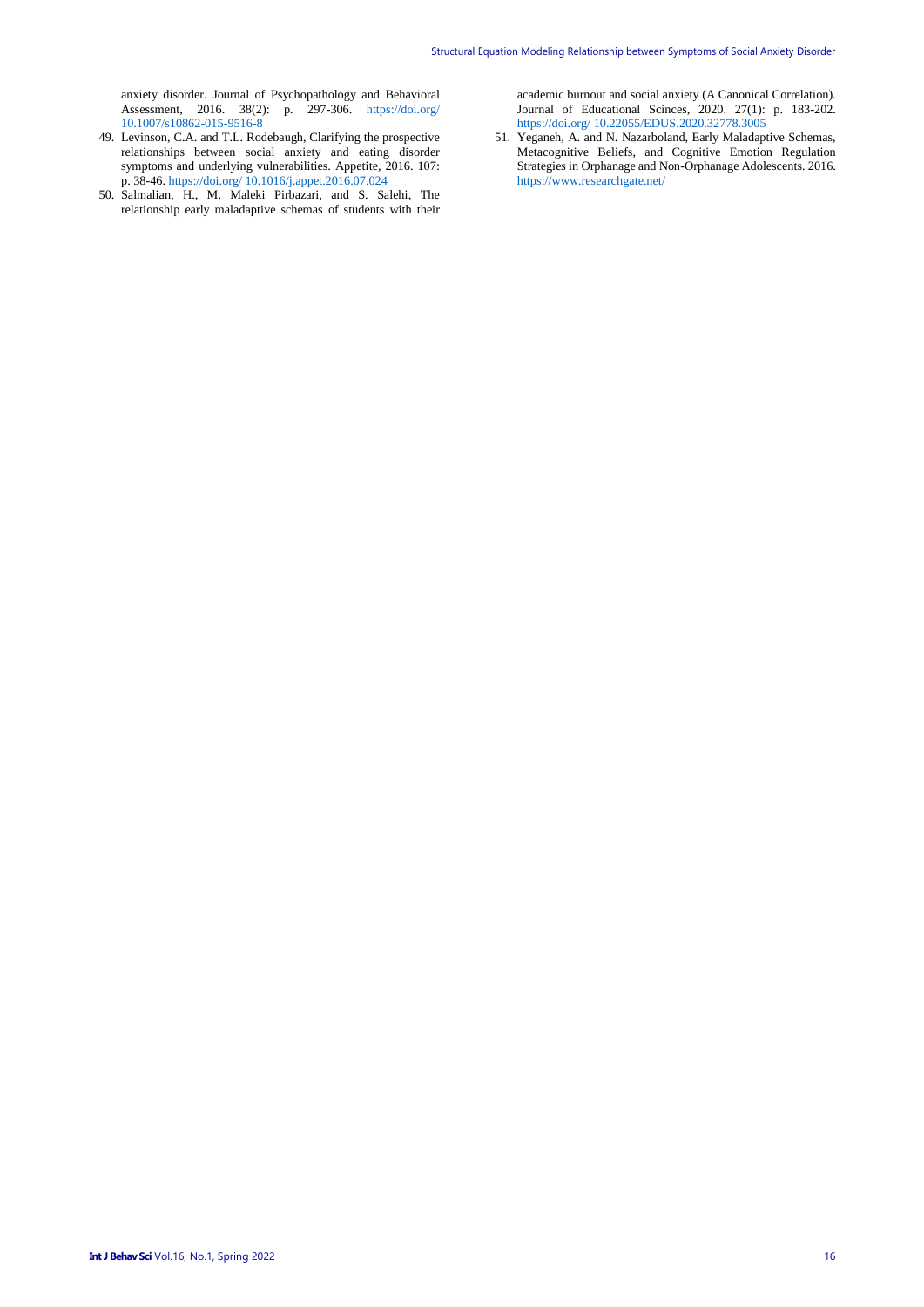anxiety disorder. Journal of Psychopathology and Behavioral Assessment, 2016. 38(2): p. 297-306. https://doi.org/ 10.1007/s10862-015-9516-8

49. Levinson, C.A. and T.L. Rodebaugh, Clarifying the prospective relationships between social anxiety and eating disorder symptoms and underlying vulnerabilities. Appetite, 2016. 107: p. 38-46. https://doi.org/ 10.1016/j.appet.2016.07.024
50. Salmalian, H., M. Maleki Pirbazari, and S. Salehi, The relationship early maladaptive schemas of students with their academic burnout and social anxiety (A Canonical Correlation). Journal of Educational Scinces, 2020. 27(1): p. 183-202. https://doi.org/ 10.22055/EDUS.2020.32778.3005
51. Yeganeh, A. and N. Nazarboland, Early Maladaptive Schemas, Metacognitive Beliefs, and Cognitive Emotion Regulation Strategies in Orphanage and Non-Orphanage Adolescents. 2016. https://www.researchgate.net/